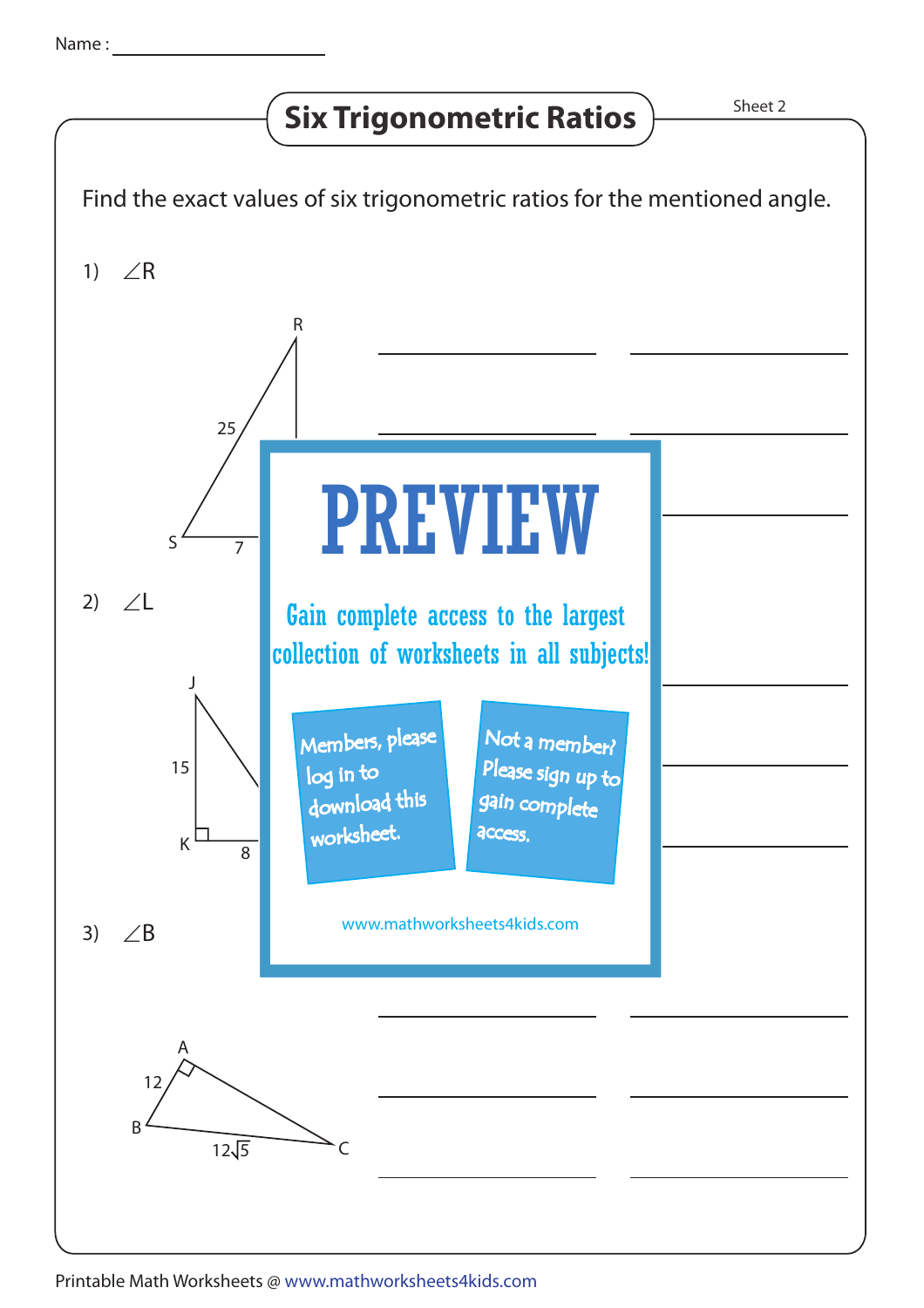Name : ____________________

# Six Trigonometric Ratios

Sheet 2

Find the exact values of six trigonometric ratios for the mentioned angle.

1) $\angle R$

R

25

S

7

2) $\angle L$

J

15

K

8

3) $\angle B$

A

12

B

$12\sqrt{5}$

C

PREVIEW

Gain complete access to the largest collection of worksheets in all subjects!

Members, please log in to download this worksheet.

Not a member? Please sign up to gain complete access.

www.mathworksheets4kids.com

Printable Math Worksheets @ www.mathworksheets4kids.com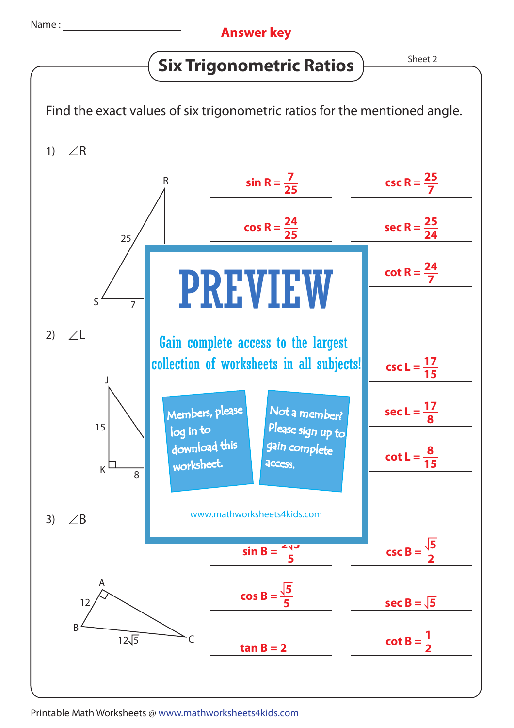Name : ____________________

**Answer key**

# Six Trigonometric Ratios

Sheet 2

Find the exact values of six trigonometric ratios for the mentioned angle.

1) $\angle R$

R

25

S 7

$\sin R = \frac{7}{25}$

$\csc R = \frac{25}{7}$

$\cos R = \frac{24}{25}$

$\sec R = \frac{25}{24}$

$\cot R = \frac{24}{7}$

PREVIEW

Gain complete access to the largest collection of worksheets in all subjects!

Members, please log in to download this worksheet.

Not a member? Please sign up to gain complete access.

www.mathworksheets4kids.com

2) $\angle L$

J

15

K 8

$\csc L = \frac{17}{15}$

$\sec L = \frac{17}{8}$

$\cot L = \frac{8}{15}$

3) $\angle B$

A

12

B

$12\sqrt{5}$

C

$\sin B = \frac{2\sqrt{5}}{5}$

$\csc B = \frac{\sqrt{5}}{2}$

$\cos B = \frac{\sqrt{5}}{5}$

$\sec B = \sqrt{5}$

$\tan B = 2$

$\cot B = \frac{1}{2}$

Printable Math Worksheets @ www.mathworksheets4kids.com